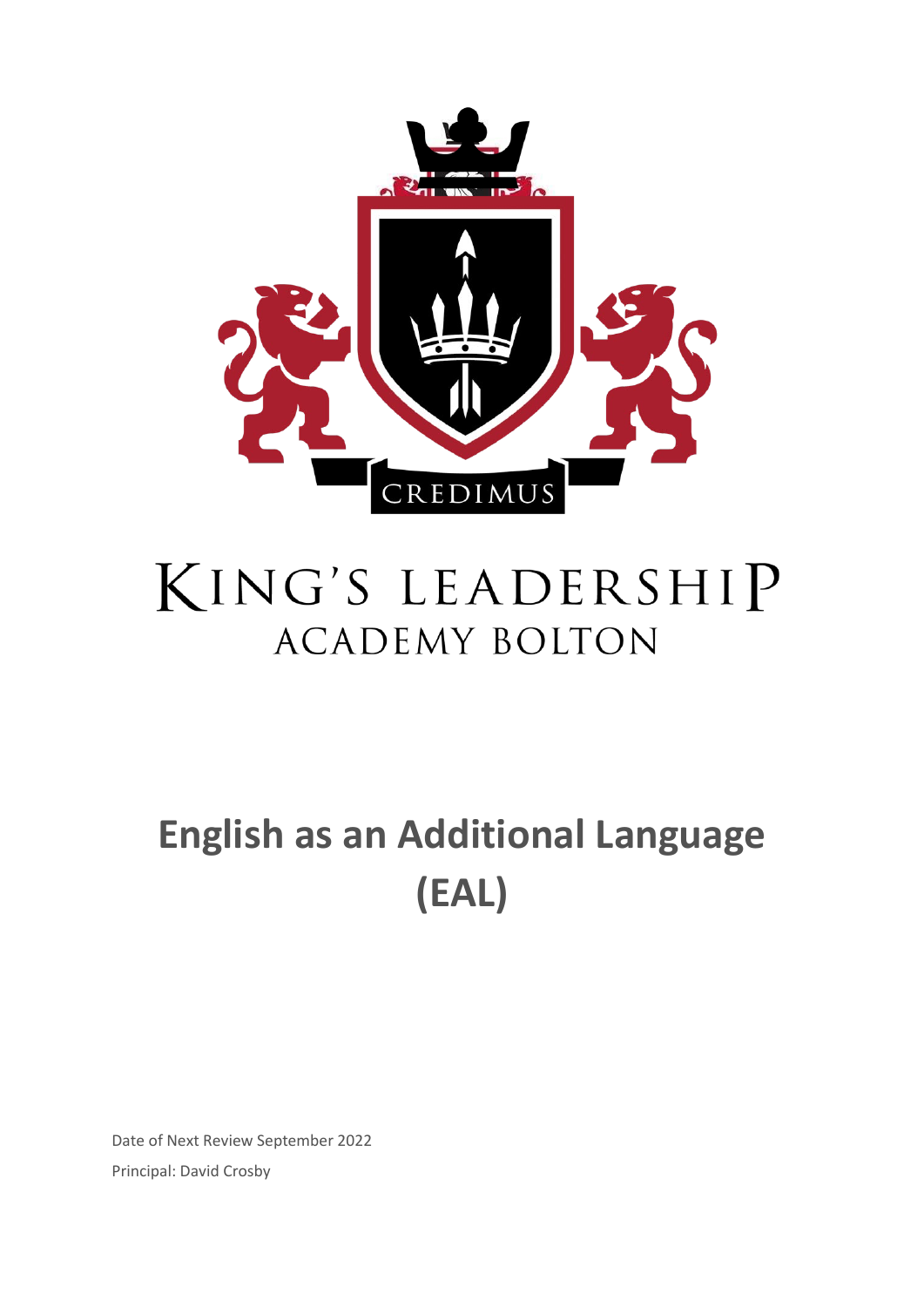CREDIMUS

KING'S LEADERSHIP
ACADEMY BOLTON

# English as an Additional Language (EAL)

Date of Next Review September 2022

Principal: David Crosby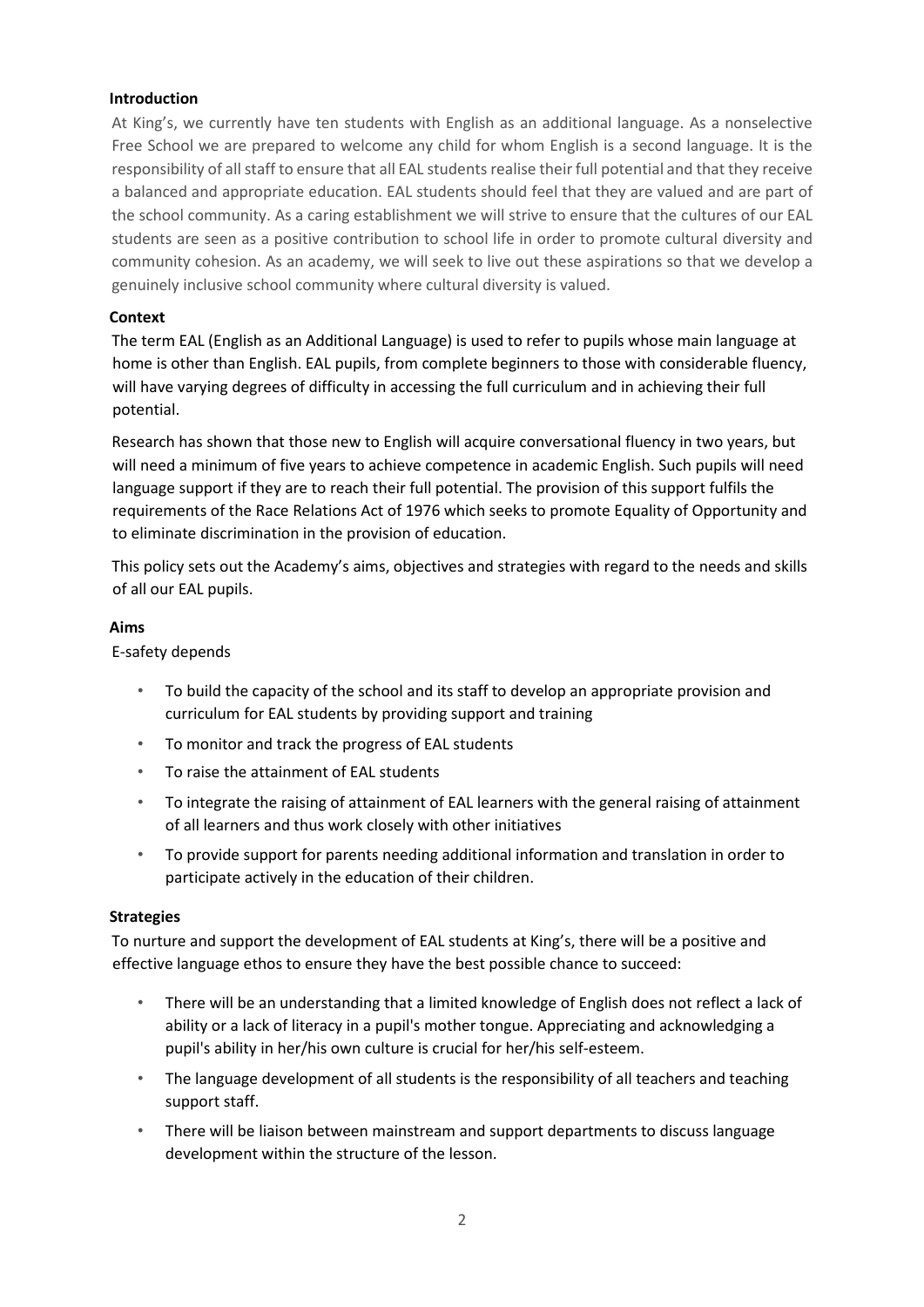## Introduction

At King's, we currently have ten students with English as an additional language. As a nonselective Free School we are prepared to welcome any child for whom English is a second language. It is the responsibility of all staff to ensure that all EAL students realise their full potential and that they receive a balanced and appropriate education. EAL students should feel that they are valued and are part of the school community. As a caring establishment we will strive to ensure that the cultures of our EAL students are seen as a positive contribution to school life in order to promote cultural diversity and community cohesion. As an academy, we will seek to live out these aspirations so that we develop a genuinely inclusive school community where cultural diversity is valued.

## Context

The term EAL (English as an Additional Language) is used to refer to pupils whose main language at home is other than English. EAL pupils, from complete beginners to those with considerable fluency, will have varying degrees of difficulty in accessing the full curriculum and in achieving their full potential.

Research has shown that those new to English will acquire conversational fluency in two years, but will need a minimum of five years to achieve competence in academic English. Such pupils will need language support if they are to reach their full potential. The provision of this support fulfils the requirements of the Race Relations Act of 1976 which seeks to promote Equality of Opportunity and to eliminate discrimination in the provision of education.

This policy sets out the Academy's aims, objectives and strategies with regard to the needs and skills of all our EAL pupils.

## Aims

E-safety depends

- To build the capacity of the school and its staff to develop an appropriate provision and curriculum for EAL students by providing support and training
- To monitor and track the progress of EAL students
- To raise the attainment of EAL students
- To integrate the raising of attainment of EAL learners with the general raising of attainment of all learners and thus work closely with other initiatives
- To provide support for parents needing additional information and translation in order to participate actively in the education of their children.

## Strategies

To nurture and support the development of EAL students at King's, there will be a positive and effective language ethos to ensure they have the best possible chance to succeed:

- There will be an understanding that a limited knowledge of English does not reflect a lack of ability or a lack of literacy in a pupil's mother tongue. Appreciating and acknowledging a pupil's ability in her/his own culture is crucial for her/his self-esteem.
- The language development of all students is the responsibility of all teachers and teaching support staff.
- There will be liaison between mainstream and support departments to discuss language development within the structure of the lesson.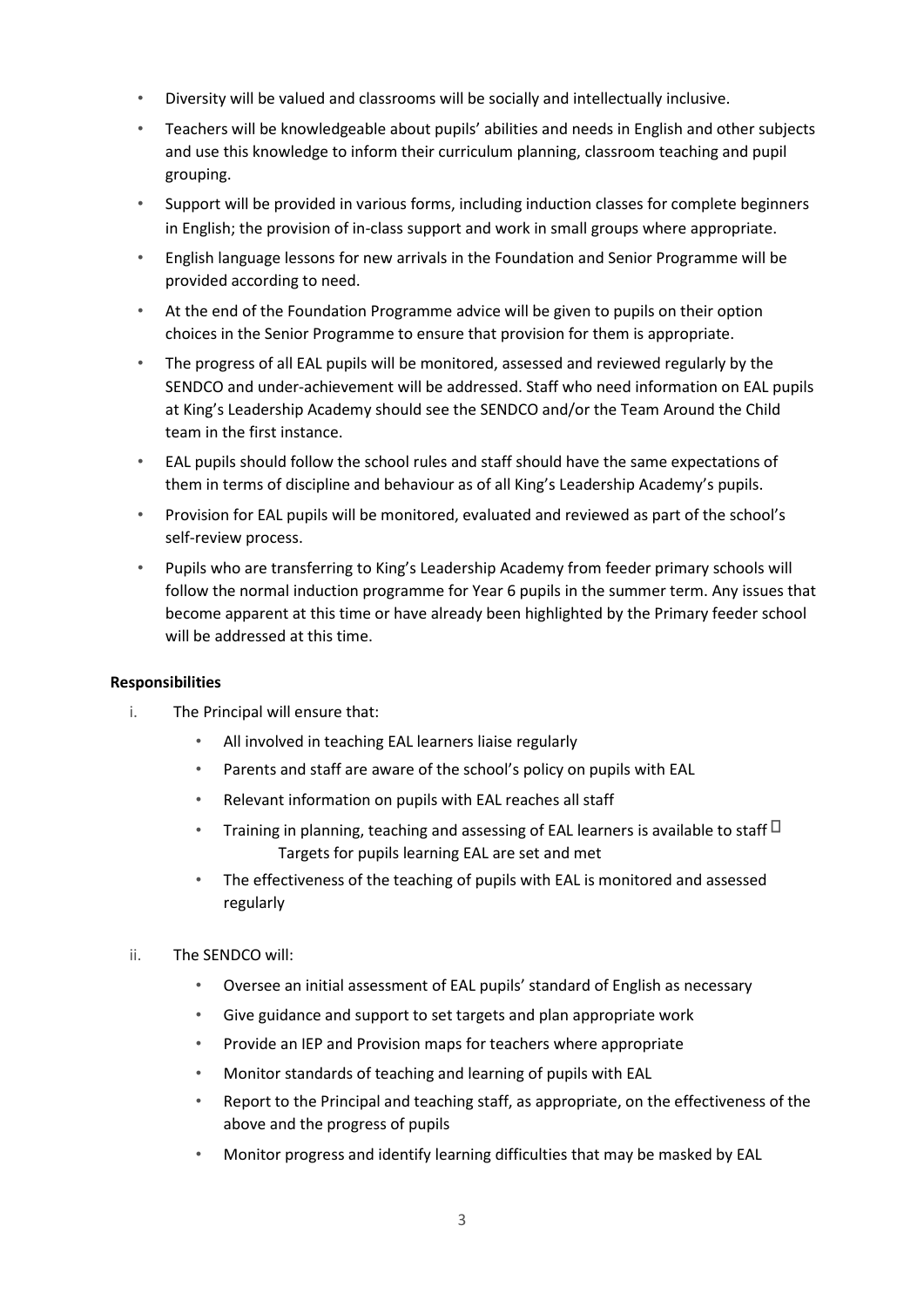- Diversity will be valued and classrooms will be socially and intellectually inclusive.
- Teachers will be knowledgeable about pupils' abilities and needs in English and other subjects and use this knowledge to inform their curriculum planning, classroom teaching and pupil grouping.
- Support will be provided in various forms, including induction classes for complete beginners in English; the provision of in-class support and work in small groups where appropriate.
- English language lessons for new arrivals in the Foundation and Senior Programme will be provided according to need.
- At the end of the Foundation Programme advice will be given to pupils on their option choices in the Senior Programme to ensure that provision for them is appropriate.
- The progress of all EAL pupils will be monitored, assessed and reviewed regularly by the SENDCO and under-achievement will be addressed. Staff who need information on EAL pupils at King's Leadership Academy should see the SENDCO and/or the Team Around the Child team in the first instance.
- EAL pupils should follow the school rules and staff should have the same expectations of them in terms of discipline and behaviour as of all King's Leadership Academy's pupils.
- Provision for EAL pupils will be monitored, evaluated and reviewed as part of the school's self-review process.
- Pupils who are transferring to King's Leadership Academy from feeder primary schools will follow the normal induction programme for Year 6 pupils in the summer term. Any issues that become apparent at this time or have already been highlighted by the Primary feeder school will be addressed at this time.

**Responsibilities**

i. The Principal will ensure that:
   - All involved in teaching EAL learners liaise regularly
   - Parents and staff are aware of the school's policy on pupils with EAL
   - Relevant information on pupils with EAL reaches all staff
   - Training in planning, teaching and assessing of EAL learners is available to staff
   - Targets for pupils learning EAL are set and met
   - The effectiveness of the teaching of pupils with EAL is monitored and assessed regularly

ii. The SENDCO will:
   - Oversee an initial assessment of EAL pupils' standard of English as necessary
   - Give guidance and support to set targets and plan appropriate work
   - Provide an IEP and Provision maps for teachers where appropriate
   - Monitor standards of teaching and learning of pupils with EAL
   - Report to the Principal and teaching staff, as appropriate, on the effectiveness of the above and the progress of pupils
   - Monitor progress and identify learning difficulties that may be masked by EAL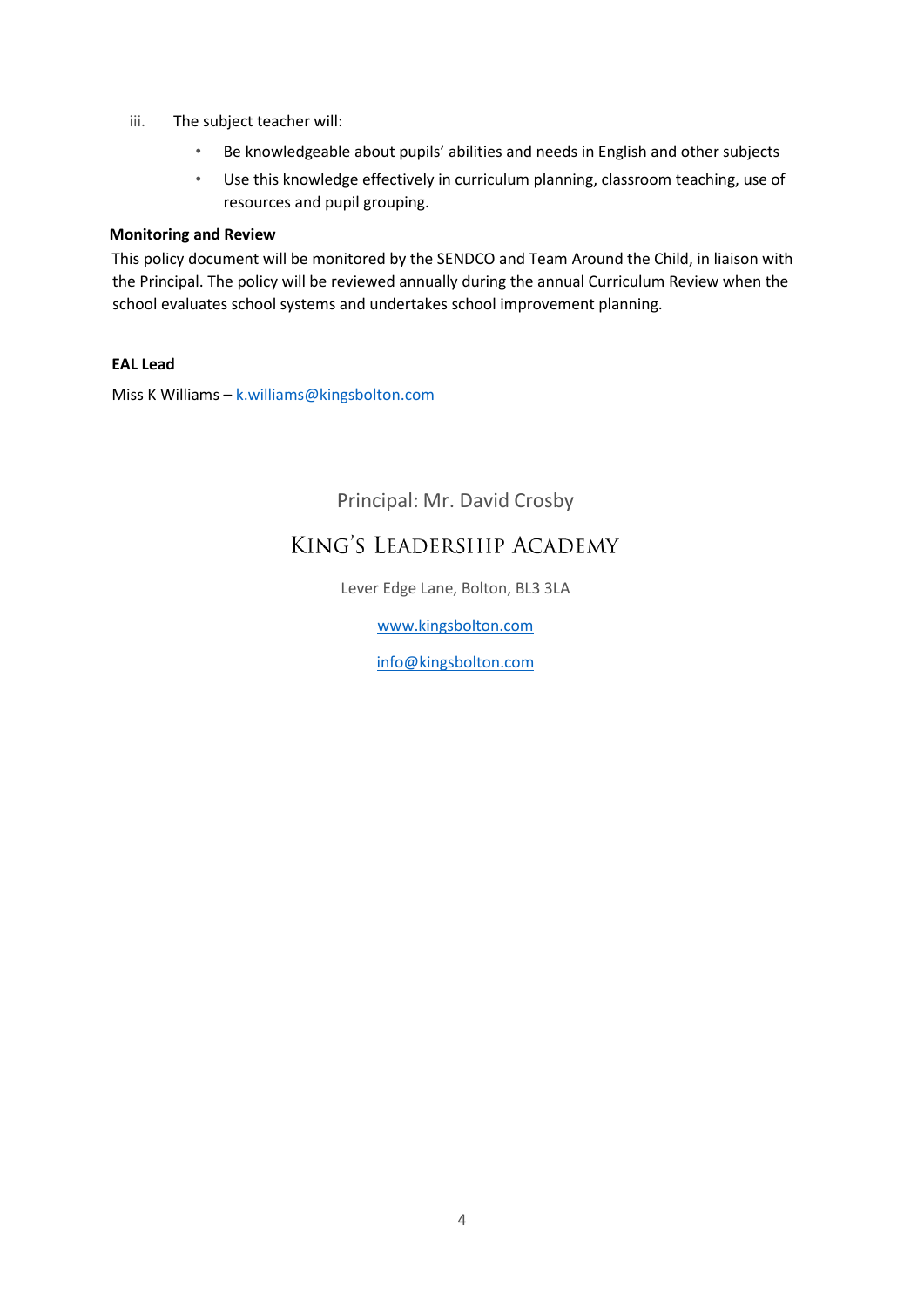iii. The subject teacher will:

- Be knowledgeable about pupils' abilities and needs in English and other subjects
- Use this knowledge effectively in curriculum planning, classroom teaching, use of resources and pupil grouping.

**Monitoring and Review**

This policy document will be monitored by the SENDCO and Team Around the Child, in liaison with the Principal. The policy will be reviewed annually during the annual Curriculum Review when the school evaluates school systems and undertakes school improvement planning.

**EAL Lead**

Miss K Williams – k.williams@kingsbolton.com

Principal: Mr. David Crosby

KING'S LEADERSHIP ACADEMY

Lever Edge Lane, Bolton, BL3 3LA

www.kingsbolton.com

info@kingsbolton.com